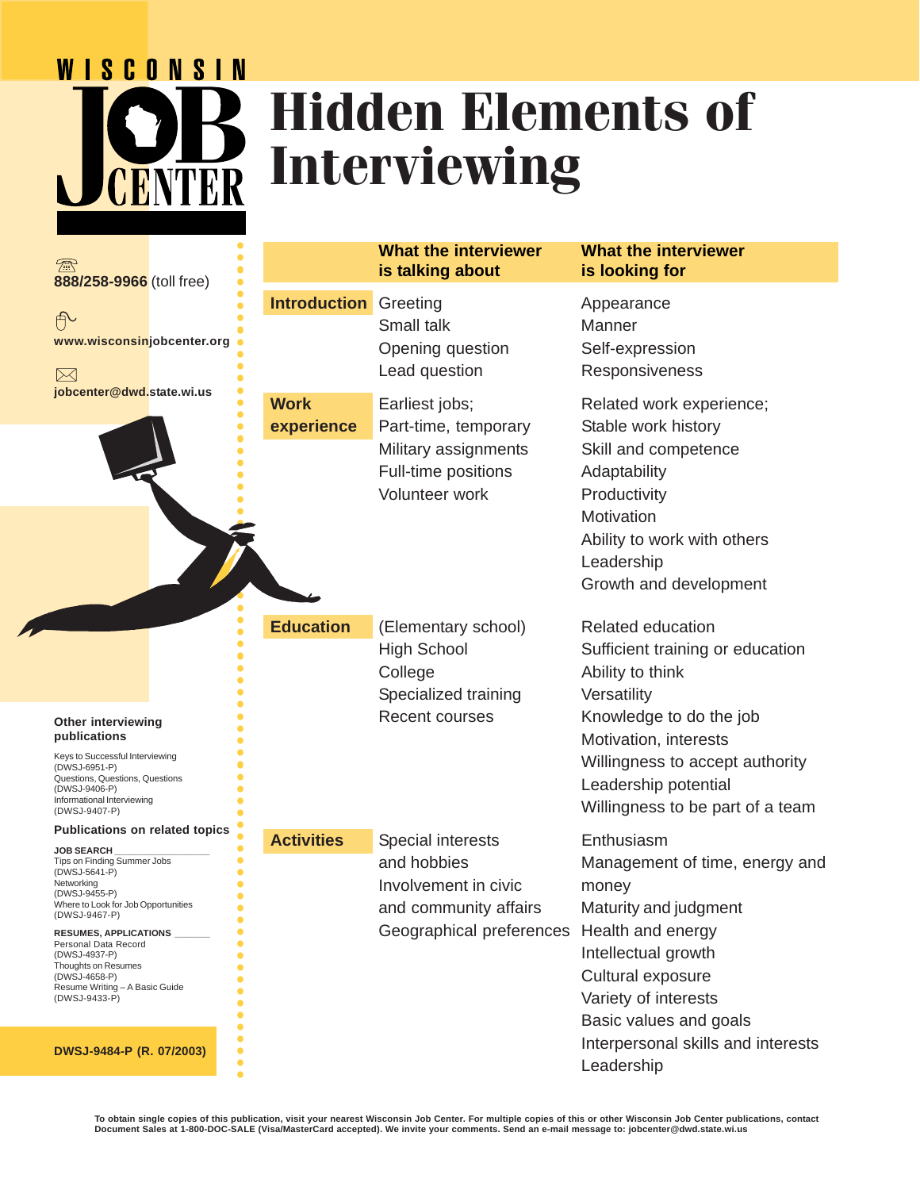WISCONSIN JOB CENTER

# Hidden Elements of Interviewing

| | What the interviewer is talking about | What the interviewer is looking for |
|---|---|---|
| **Introduction** | Greeting<br>Small talk<br>Opening question<br>Lead question | Appearance<br>Manner<br>Self-expression<br>Responsiveness |
| **Work experience** | Earliest jobs;<br>Part-time, temporary<br>Military assignments<br>Full-time positions<br>Volunteer work | Related work experience;<br>Stable work history<br>Skill and competence<br>Adaptability<br>Productivity<br>Motivation<br>Ability to work with others<br>Leadership<br>Growth and development |
| **Education** | (Elementary school)<br>High School<br>College<br>Specialized training<br>Recent courses | Related education<br>Sufficient training or education<br>Ability to think<br>Versatility<br>Knowledge to do the job<br>Motivation, interests<br>Willingness to accept authority<br>Leadership potential<br>Willingness to be part of a team |
| **Activities** | Special interests and hobbies<br>Involvement in civic and community affairs<br>Geographical preferences | Enthusiasm<br>Management of time, energy and money<br>Maturity and judgment<br>Health and energy<br>Intellectual growth<br>Cultural exposure<br>Variety of interests<br>Basic values and goals<br>Interpersonal skills and interests<br>Leadership |

**888/258-9966** (toll free)

**www.wisconsinjobcenter.org**

**jobcenter@dwd.state.wi.us**

**Other interviewing publications**

Keys to Successful Interviewing (DWSJ-6951-P)
Questions, Questions, Questions (DWSJ-9406-P)
Informational Interviewing (DWSJ-9407-P)

**Publications on related topics**

**JOB SEARCH**

Tips on Finding Summer Jobs (DWSJ-5641-P)
Networking (DWSJ-9455-P)
Where to Look for Job Opportunities (DWSJ-9467-P)

**RESUMES, APPLICATIONS**

Personal Data Record (DWSJ-4937-P)
Thoughts on Resumes (DWSJ-4658-P)
Resume Writing – A Basic Guide (DWSJ-9433-P)

**DWSJ-9484-P (R. 07/2003)**

**To obtain single copies of this publication, visit your nearest Wisconsin Job Center. For multiple copies of this or other Wisconsin Job Center publications, contact Document Sales at 1-800-DOC-SALE (Visa/MasterCard accepted). We invite your comments. Send an e-mail message to: jobcenter@dwd.state.wi.us**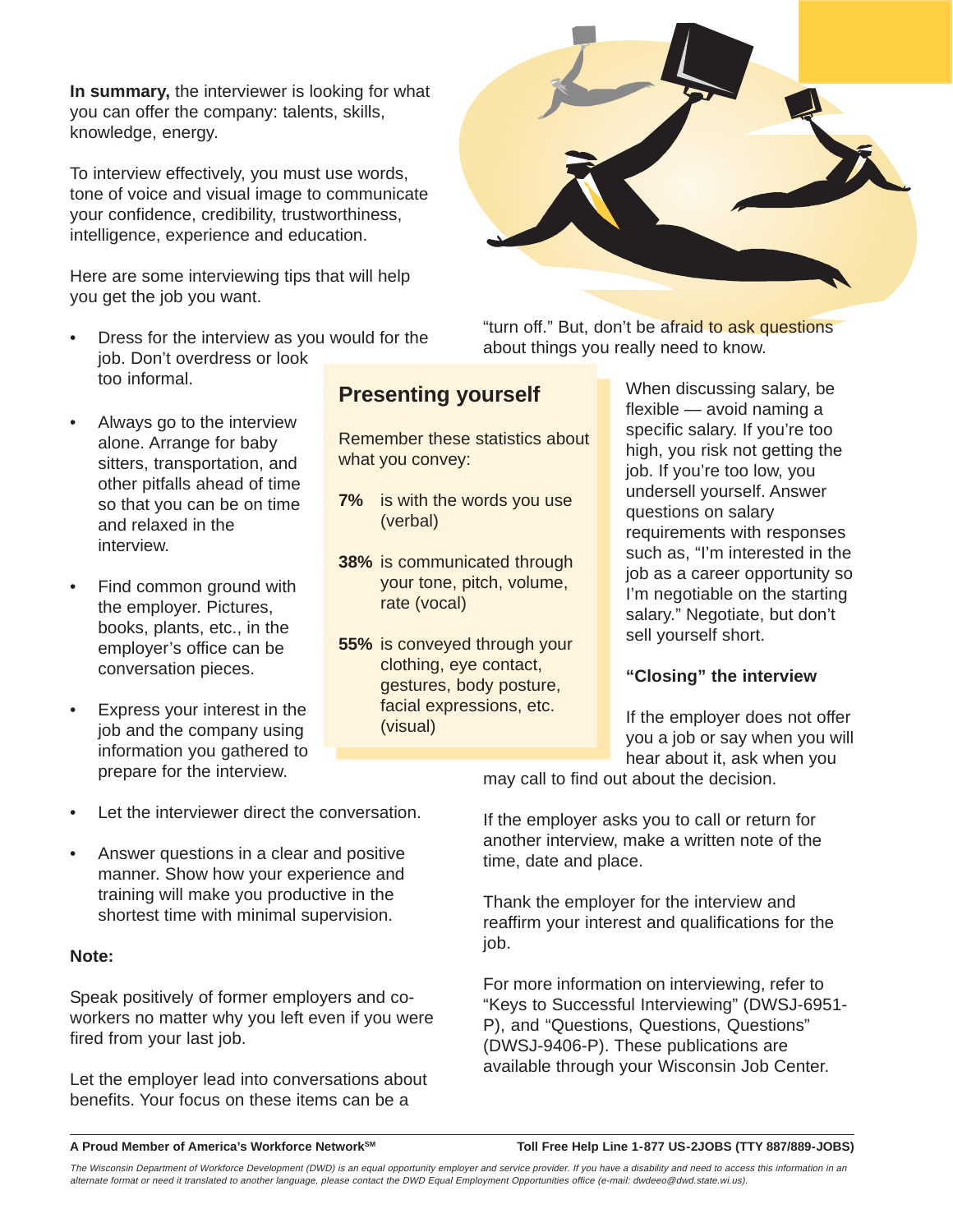**In summary,** the interviewer is looking for what you can offer the company: talents, skills, knowledge, energy.

To interview effectively, you must use words, tone of voice and visual image to communicate your confidence, credibility, trustworthiness, intelligence, experience and education.

Here are some interviewing tips that will help you get the job you want.

- Dress for the interview as you would for the job. Don't overdress or look too informal.
- Always go to the interview alone. Arrange for baby sitters, transportation, and other pitfalls ahead of time so that you can be on time and relaxed in the interview.
- Find common ground with the employer. Pictures, books, plants, etc., in the employer's office can be conversation pieces.
- Express your interest in the job and the company using information you gathered to prepare for the interview.
- Let the interviewer direct the conversation.
- Answer questions in a clear and positive manner. Show how your experience and training will make you productive in the shortest time with minimal supervision.

**Note:**

Speak positively of former employers and co-workers no matter why you left even if you were fired from your last job.

Let the employer lead into conversations about benefits. Your focus on these items can be a "turn off." But, don't be afraid to ask questions about things you really need to know.

## Presenting yourself

Remember these statistics about what you convey:

**7%** is with the words you use (verbal)

**38%** is communicated through your tone, pitch, volume, rate (vocal)

**55%** is conveyed through your clothing, eye contact, gestures, body posture, facial expressions, etc. (visual)

When discussing salary, be flexible — avoid naming a specific salary. If you're too high, you risk not getting the job. If you're too low, you undersell yourself. Answer questions on salary requirements with responses such as, "I'm interested in the job as a career opportunity so I'm negotiable on the starting salary." Negotiate, but don't sell yourself short.

### "Closing" the interview

If the employer does not offer you a job or say when you will hear about it, ask when you may call to find out about the decision.

If the employer asks you to call or return for another interview, make a written note of the time, date and place.

Thank the employer for the interview and reaffirm your interest and qualifications for the job.

For more information on interviewing, refer to "Keys to Successful Interviewing" (DWSJ-6951-P), and "Questions, Questions, Questions" (DWSJ-9406-P). These publications are available through your Wisconsin Job Center.

**A Proud Member of America's Workforce Network[SM]** **Toll Free Help Line 1-877 US-2JOBS (TTY 887/889-JOBS)**

*The Wisconsin Department of Workforce Development (DWD) is an equal opportunity employer and service provider. If you have a disability and need to access this information in an alternate format or need it translated to another language, please contact the DWD Equal Employment Opportunities office (e-mail: dwdeeo@dwd.state.wi.us).*